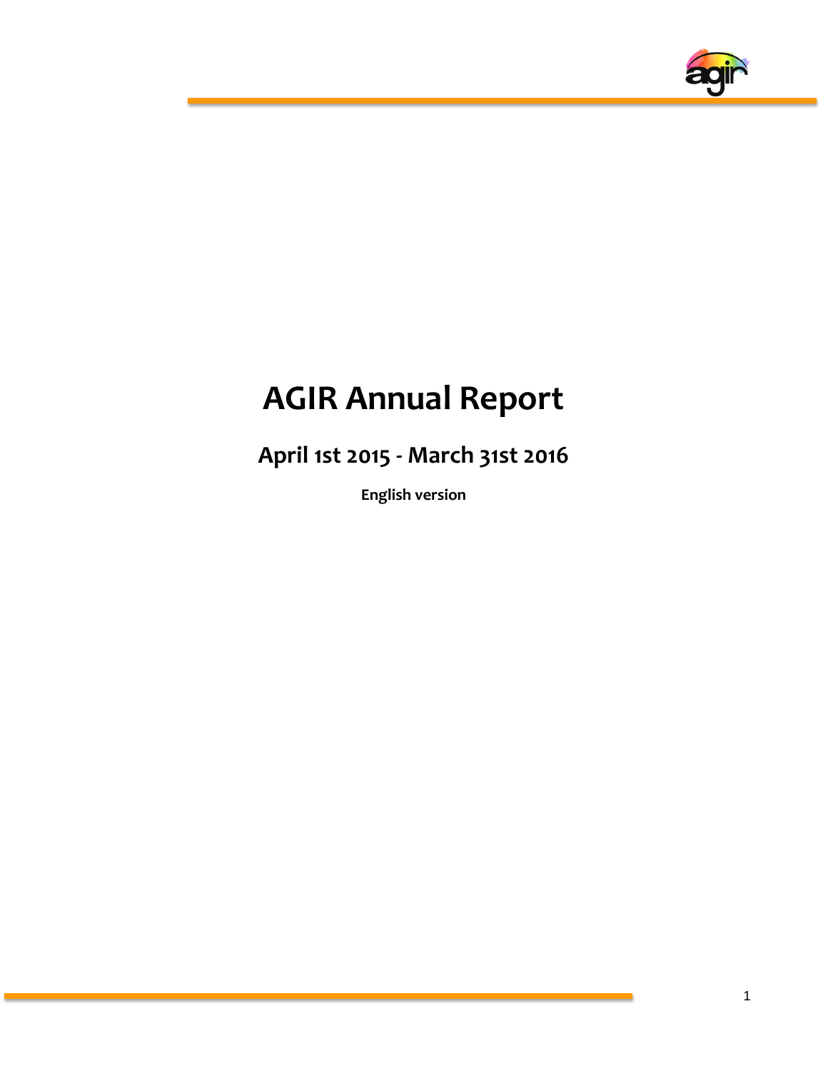# AGIR Annual Report

## April 1st 2015 - March 31st 2016

**English version**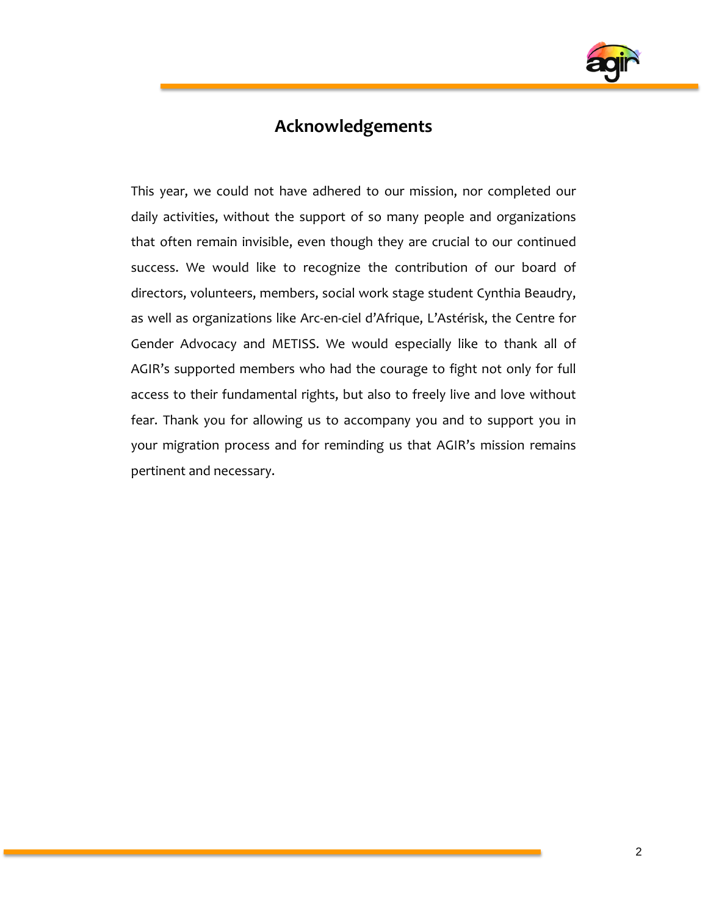## Acknowledgements

This year, we could not have adhered to our mission, nor completed our daily activities, without the support of so many people and organizations that often remain invisible, even though they are crucial to our continued success. We would like to recognize the contribution of our board of directors, volunteers, members, social work stage student Cynthia Beaudry, as well as organizations like Arc-en-ciel d'Afrique, L'Astérisk, the Centre for Gender Advocacy and METISS. We would especially like to thank all of AGIR's supported members who had the courage to fight not only for full access to their fundamental rights, but also to freely live and love without fear. Thank you for allowing us to accompany you and to support you in your migration process and for reminding us that AGIR's mission remains pertinent and necessary.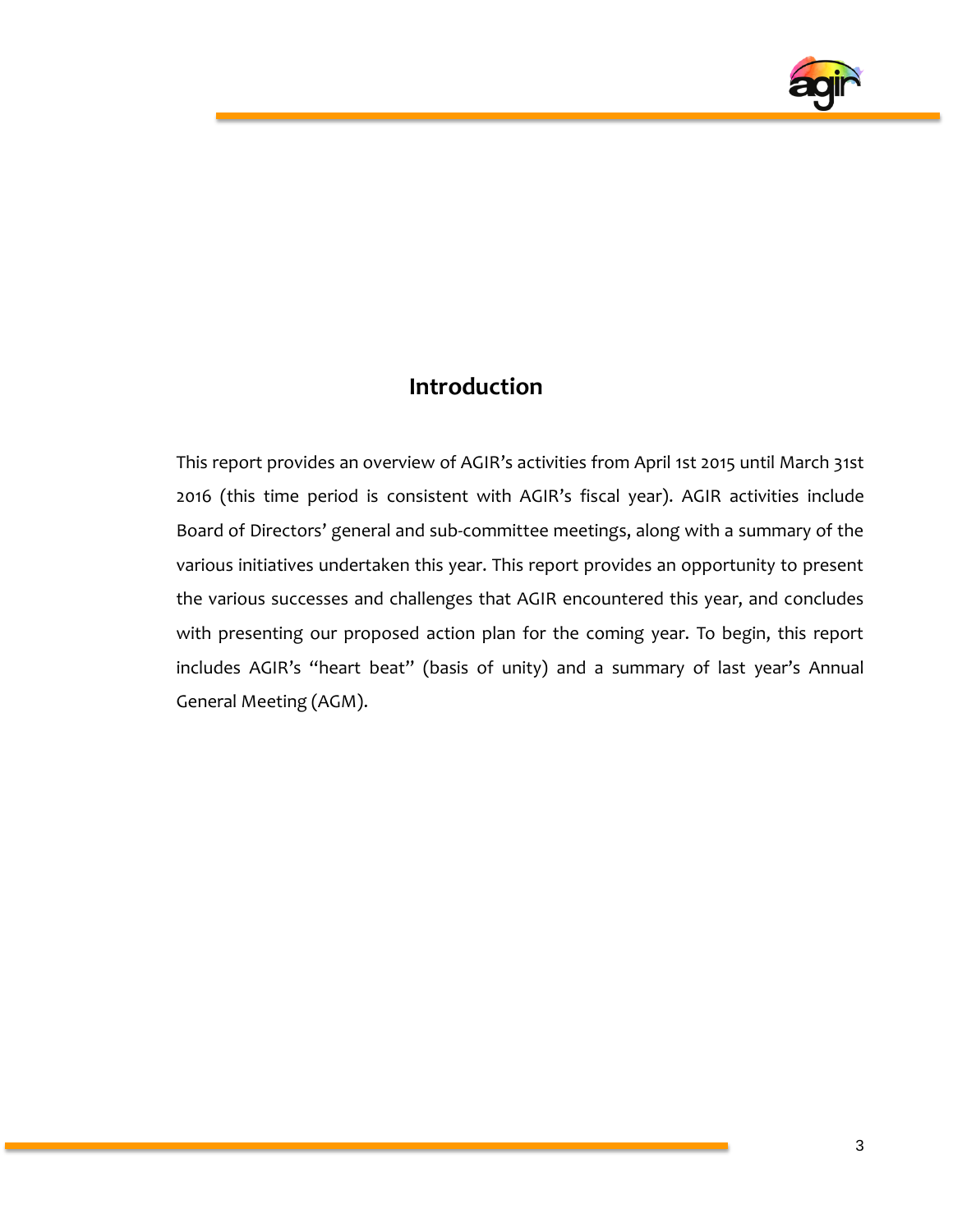## Introduction

This report provides an overview of AGIR's activities from April 1st 2015 until March 31st 2016 (this time period is consistent with AGIR's fiscal year). AGIR activities include Board of Directors' general and sub-committee meetings, along with a summary of the various initiatives undertaken this year. This report provides an opportunity to present the various successes and challenges that AGIR encountered this year, and concludes with presenting our proposed action plan for the coming year. To begin, this report includes AGIR's "heart beat" (basis of unity) and a summary of last year's Annual General Meeting (AGM).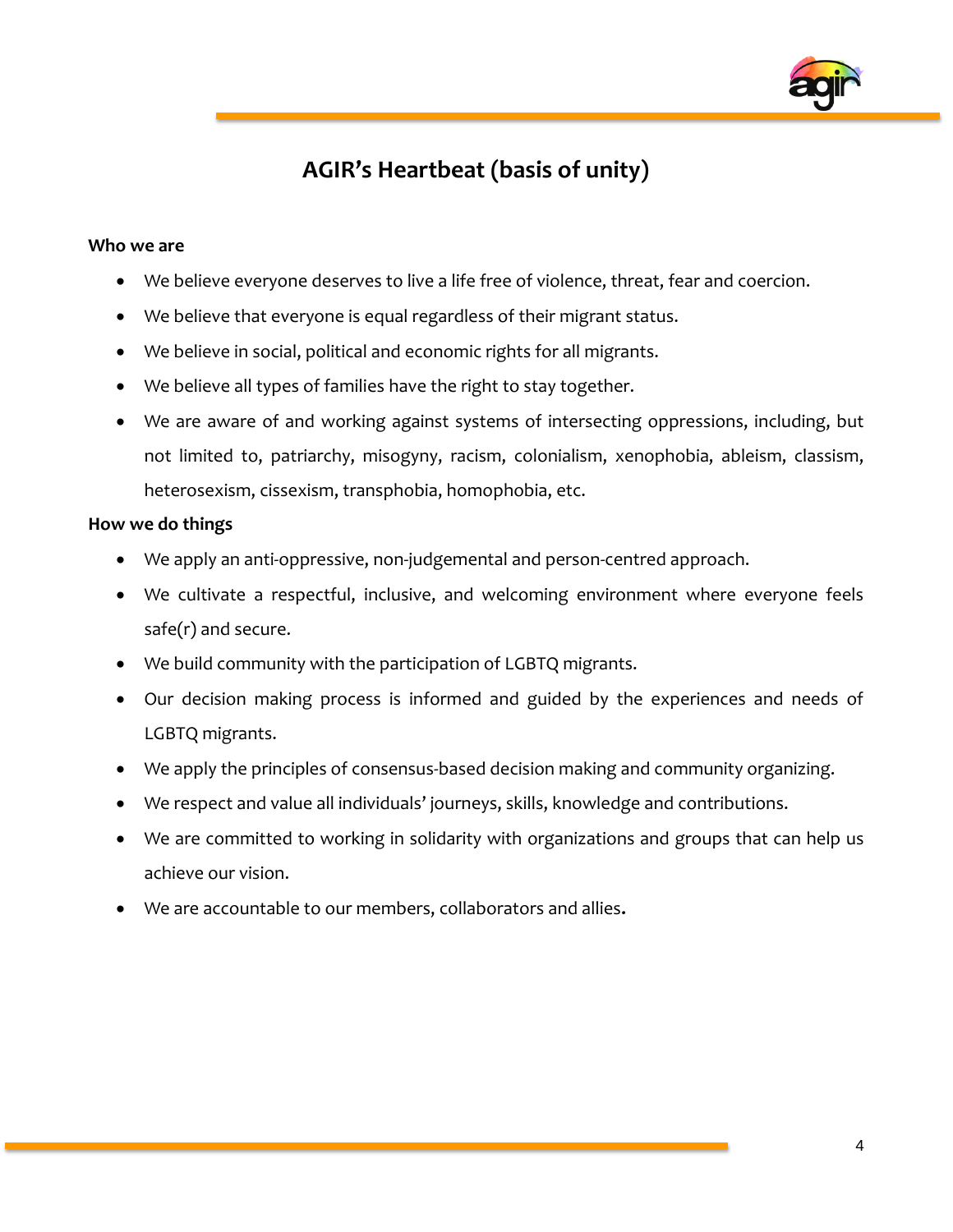# AGIR's Heartbeat (basis of unity)

**Who we are**

- We believe everyone deserves to live a life free of violence, threat, fear and coercion.
- We believe that everyone is equal regardless of their migrant status.
- We believe in social, political and economic rights for all migrants.
- We believe all types of families have the right to stay together.
- We are aware of and working against systems of intersecting oppressions, including, but not limited to, patriarchy, misogyny, racism, colonialism, xenophobia, ableism, classism, heterosexism, cissexism, transphobia, homophobia, etc.

**How we do things**

- We apply an anti-oppressive, non-judgemental and person-centred approach.
- We cultivate a respectful, inclusive, and welcoming environment where everyone feels safe(r) and secure.
- We build community with the participation of LGBTQ migrants.
- Our decision making process is informed and guided by the experiences and needs of LGBTQ migrants.
- We apply the principles of consensus-based decision making and community organizing.
- We respect and value all individuals' journeys, skills, knowledge and contributions.
- We are committed to working in solidarity with organizations and groups that can help us achieve our vision.
- We are accountable to our members, collaborators and allies.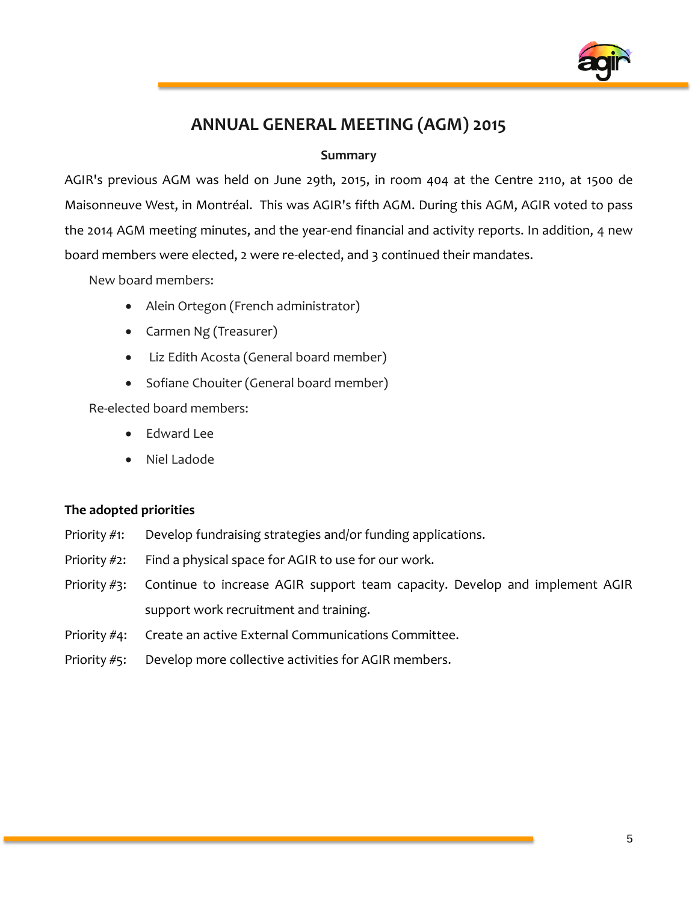# ANNUAL GENERAL MEETING (AGM) 2015

### Summary

AGIR's previous AGM was held on June 29th, 2015, in room 404 at the Centre 2110, at 1500 de Maisonneuve West, in Montréal. This was AGIR's fifth AGM. During this AGM, AGIR voted to pass the 2014 AGM meeting minutes, and the year-end financial and activity reports. In addition, 4 new board members were elected, 2 were re-elected, and 3 continued their mandates.

New board members:

- Alein Ortegon (French administrator)
- Carmen Ng (Treasurer)
- Liz Edith Acosta (General board member)
- Sofiane Chouiter (General board member)

Re-elected board members:

- Edward Lee
- Niel Ladode

**The adopted priorities**

Priority #1: Develop fundraising strategies and/or funding applications.

Priority #2: Find a physical space for AGIR to use for our work.

Priority #3: Continue to increase AGIR support team capacity. Develop and implement AGIR support work recruitment and training.

Priority #4: Create an active External Communications Committee.

Priority #5: Develop more collective activities for AGIR members.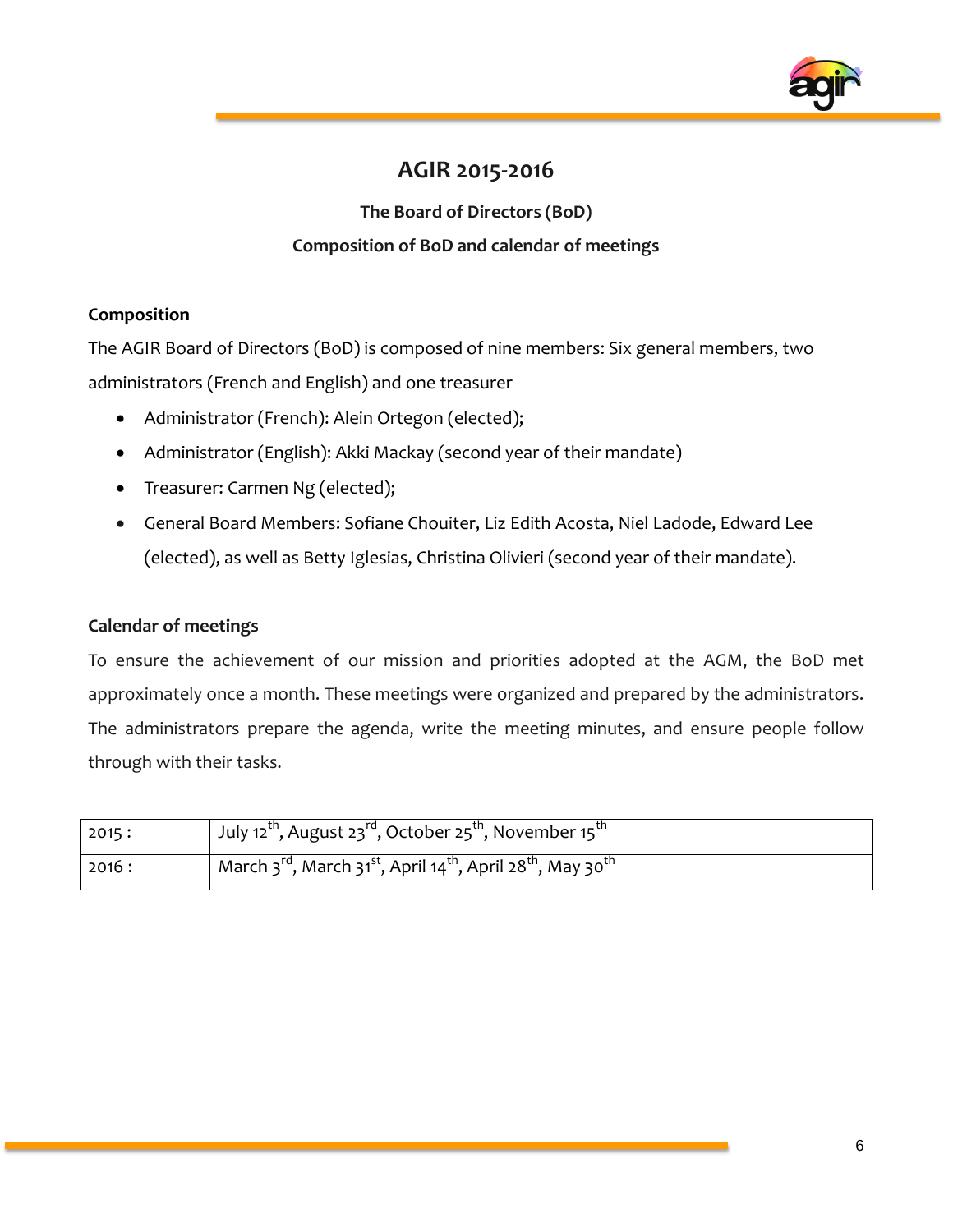# AGIR 2015-2016

## The Board of Directors (BoD)

## Composition of BoD and calendar of meetings

### Composition

The AGIR Board of Directors (BoD) is composed of nine members: Six general members, two administrators (French and English) and one treasurer

- Administrator (French): Alein Ortegon (elected);
- Administrator (English): Akki Mackay (second year of their mandate)
- Treasurer: Carmen Ng (elected);
- General Board Members: Sofiane Chouiter, Liz Edith Acosta, Niel Ladode, Edward Lee (elected), as well as Betty Iglesias, Christina Olivieri (second year of their mandate).

### Calendar of meetings

To ensure the achievement of our mission and priorities adopted at the AGM, the BoD met approximately once a month. These meetings were organized and prepared by the administrators. The administrators prepare the agenda, write the meeting minutes, and ensure people follow through with their tasks.

| 2015 : | July 12th, August 23rd, October 25th, November 15th |
|---|---|
| 2016 : | March 3rd, March 31st, April 14th, April 28th, May 30th |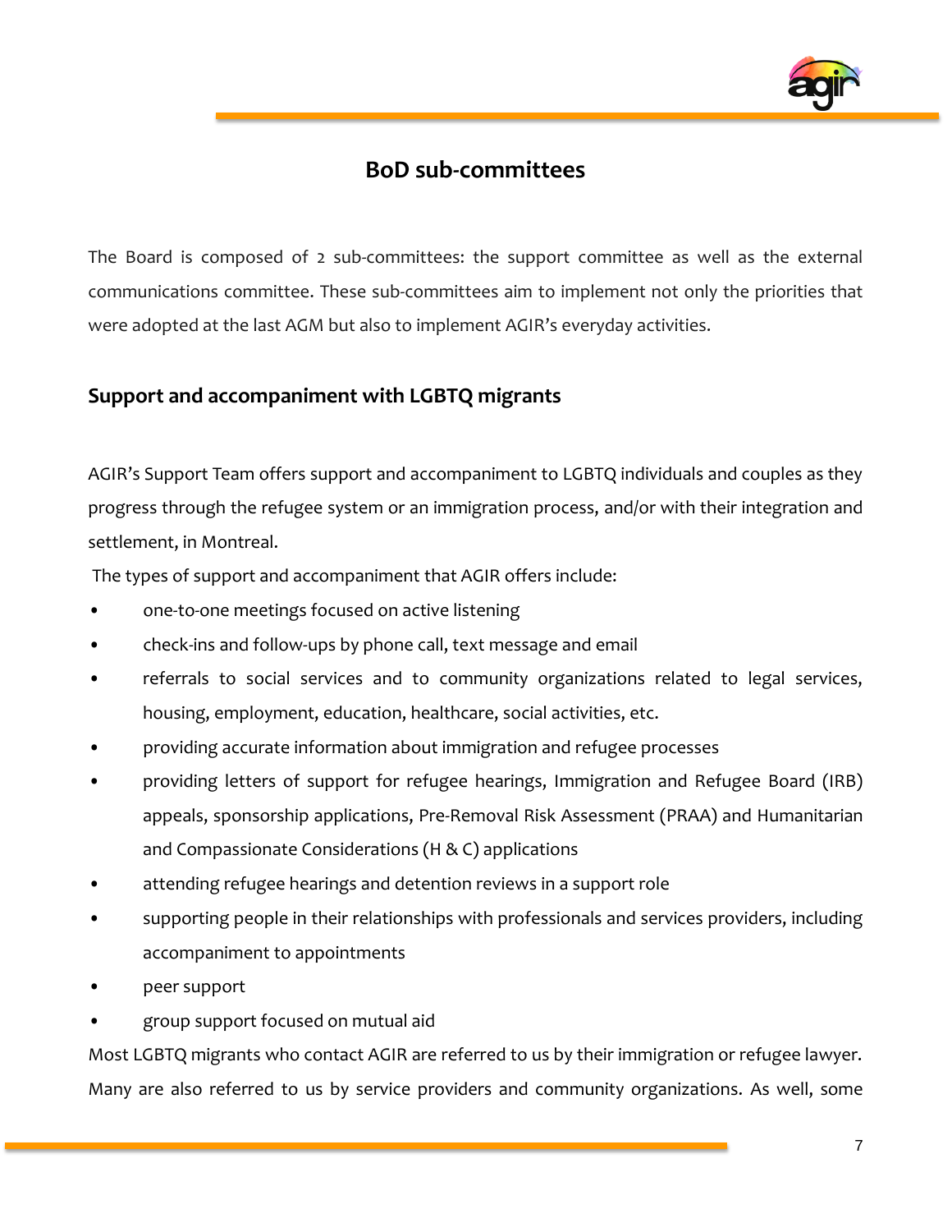## BoD sub-committees

The Board is composed of 2 sub-committees: the support committee as well as the external communications committee. These sub-committees aim to implement not only the priorities that were adopted at the last AGM but also to implement AGIR's everyday activities.

### Support and accompaniment with LGBTQ migrants

AGIR's Support Team offers support and accompaniment to LGBTQ individuals and couples as they progress through the refugee system or an immigration process, and/or with their integration and settlement, in Montreal.

The types of support and accompaniment that AGIR offers include:

- one-to-one meetings focused on active listening
- check-ins and follow-ups by phone call, text message and email
- referrals to social services and to community organizations related to legal services, housing, employment, education, healthcare, social activities, etc.
- providing accurate information about immigration and refugee processes
- providing letters of support for refugee hearings, Immigration and Refugee Board (IRB) appeals, sponsorship applications, Pre-Removal Risk Assessment (PRAA) and Humanitarian and Compassionate Considerations (H & C) applications
- attending refugee hearings and detention reviews in a support role
- supporting people in their relationships with professionals and services providers, including accompaniment to appointments
- peer support
- group support focused on mutual aid

Most LGBTQ migrants who contact AGIR are referred to us by their immigration or refugee lawyer. Many are also referred to us by service providers and community organizations. As well, some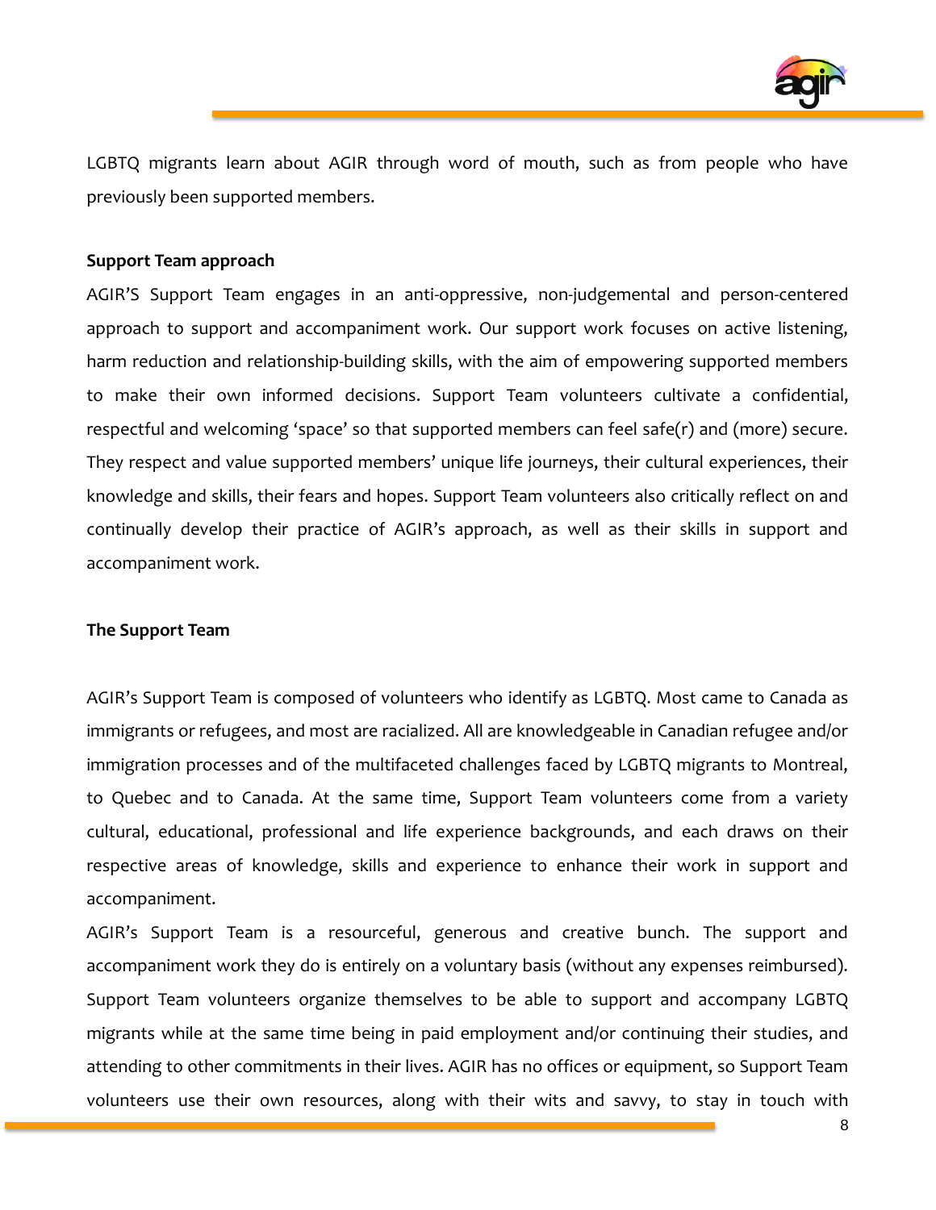LGBTQ migrants learn about AGIR through word of mouth, such as from people who have previously been supported members.

### Support Team approach

AGIR'S Support Team engages in an anti-oppressive, non-judgemental and person-centered approach to support and accompaniment work. Our support work focuses on active listening, harm reduction and relationship-building skills, with the aim of empowering supported members to make their own informed decisions. Support Team volunteers cultivate a confidential, respectful and welcoming 'space' so that supported members can feel safe(r) and (more) secure. They respect and value supported members' unique life journeys, their cultural experiences, their knowledge and skills, their fears and hopes. Support Team volunteers also critically reflect on and continually develop their practice of AGIR's approach, as well as their skills in support and accompaniment work.

### The Support Team

AGIR's Support Team is composed of volunteers who identify as LGBTQ. Most came to Canada as immigrants or refugees, and most are racialized. All are knowledgeable in Canadian refugee and/or immigration processes and of the multifaceted challenges faced by LGBTQ migrants to Montreal, to Quebec and to Canada. At the same time, Support Team volunteers come from a variety cultural, educational, professional and life experience backgrounds, and each draws on their respective areas of knowledge, skills and experience to enhance their work in support and accompaniment.

AGIR's Support Team is a resourceful, generous and creative bunch. The support and accompaniment work they do is entirely on a voluntary basis (without any expenses reimbursed). Support Team volunteers organize themselves to be able to support and accompany LGBTQ migrants while at the same time being in paid employment and/or continuing their studies, and attending to other commitments in their lives. AGIR has no offices or equipment, so Support Team volunteers use their own resources, along with their wits and savvy, to stay in touch with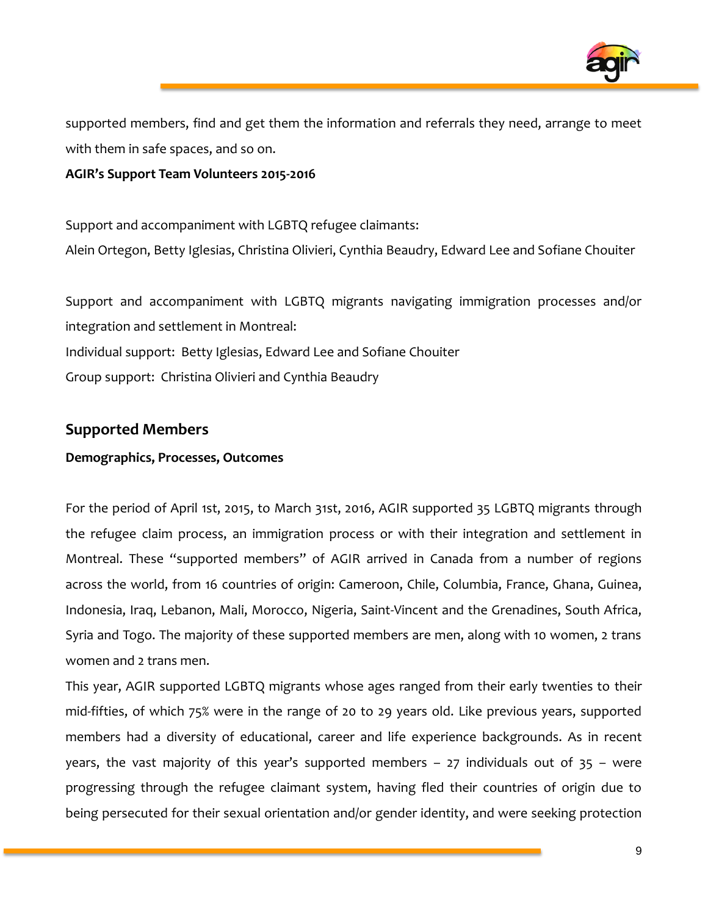supported members, find and get them the information and referrals they need, arrange to meet with them in safe spaces, and so on.

**AGIR's Support Team Volunteers 2015-2016**

Support and accompaniment with LGBTQ refugee claimants:
Alein Ortegon, Betty Iglesias, Christina Olivieri, Cynthia Beaudry, Edward Lee and Sofiane Chouiter

Support and accompaniment with LGBTQ migrants navigating immigration processes and/or integration and settlement in Montreal:
Individual support: Betty Iglesias, Edward Lee and Sofiane Chouiter
Group support: Christina Olivieri and Cynthia Beaudry

## Supported Members

**Demographics, Processes, Outcomes**

For the period of April 1st, 2015, to March 31st, 2016, AGIR supported 35 LGBTQ migrants through the refugee claim process, an immigration process or with their integration and settlement in Montreal. These "supported members" of AGIR arrived in Canada from a number of regions across the world, from 16 countries of origin: Cameroon, Chile, Columbia, France, Ghana, Guinea, Indonesia, Iraq, Lebanon, Mali, Morocco, Nigeria, Saint-Vincent and the Grenadines, South Africa, Syria and Togo. The majority of these supported members are men, along with 10 women, 2 trans women and 2 trans men.

This year, AGIR supported LGBTQ migrants whose ages ranged from their early twenties to their mid-fifties, of which 75% were in the range of 20 to 29 years old. Like previous years, supported members had a diversity of educational, career and life experience backgrounds. As in recent years, the vast majority of this year's supported members – 27 individuals out of 35 – were progressing through the refugee claimant system, having fled their countries of origin due to being persecuted for their sexual orientation and/or gender identity, and were seeking protection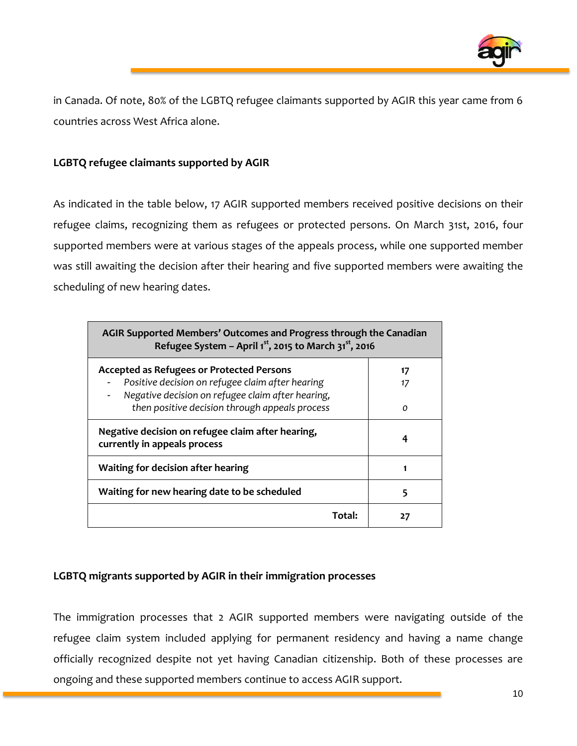in Canada. Of note, 80% of the LGBTQ refugee claimants supported by AGIR this year came from 6 countries across West Africa alone.

**LGBTQ refugee claimants supported by AGIR**

As indicated in the table below, 17 AGIR supported members received positive decisions on their refugee claims, recognizing them as refugees or protected persons. On March 31st, 2016, four supported members were at various stages of the appeals process, while one supported member was still awaiting the decision after their hearing and five supported members were awaiting the scheduling of new hearing dates.

| AGIR Supported Members' Outcomes and Progress through the Canadian Refugee System – April 1st, 2015 to March 31st, 2016 | |
|---|---|
| **Accepted as Refugees or Protected Persons** | **17** |
| - *Positive decision on refugee claim after hearing* | *17* |
| - *Negative decision on refugee claim after hearing, then positive decision through appeals process* | *0* |
| **Negative decision on refugee claim after hearing, currently in appeals process** | **4** |
| **Waiting for decision after hearing** | **1** |
| **Waiting for new hearing date to be scheduled** | **5** |
| **Total:** | **27** |

**LGBTQ migrants supported by AGIR in their immigration processes**

The immigration processes that 2 AGIR supported members were navigating outside of the refugee claim system included applying for permanent residency and having a name change officially recognized despite not yet having Canadian citizenship. Both of these processes are ongoing and these supported members continue to access AGIR support.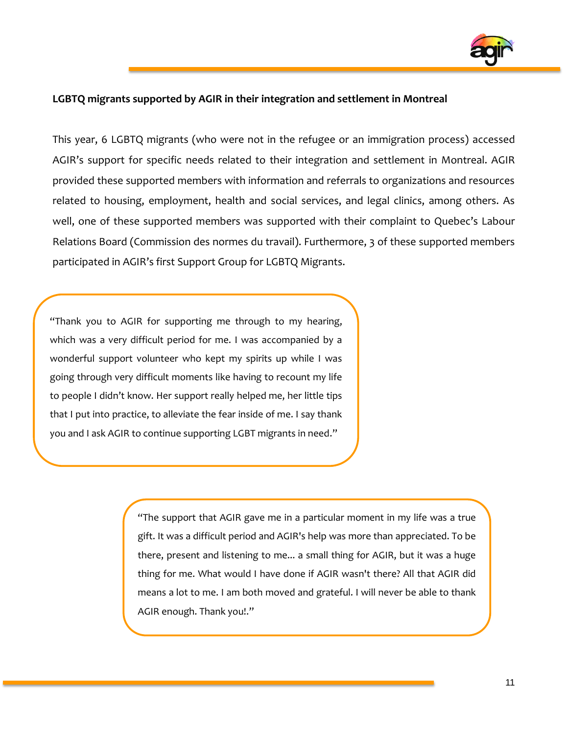**LGBTQ migrants supported by AGIR in their integration and settlement in Montreal**

This year, 6 LGBTQ migrants (who were not in the refugee or an immigration process) accessed AGIR's support for specific needs related to their integration and settlement in Montreal. AGIR provided these supported members with information and referrals to organizations and resources related to housing, employment, health and social services, and legal clinics, among others. As well, one of these supported members was supported with their complaint to Quebec's Labour Relations Board (Commission des normes du travail). Furthermore, 3 of these supported members participated in AGIR's first Support Group for LGBTQ Migrants.

> "Thank you to AGIR for supporting me through to my hearing, which was a very difficult period for me. I was accompanied by a wonderful support volunteer who kept my spirits up while I was going through very difficult moments like having to recount my life to people I didn't know. Her support really helped me, her little tips that I put into practice, to alleviate the fear inside of me. I say thank you and I ask AGIR to continue supporting LGBT migrants in need."

> "The support that AGIR gave me in a particular moment in my life was a true gift. It was a difficult period and AGIR's help was more than appreciated. To be there, present and listening to me... a small thing for AGIR, but it was a huge thing for me. What would I have done if AGIR wasn't there? All that AGIR did means a lot to me. I am both moved and grateful. I will never be able to thank AGIR enough. Thank you!."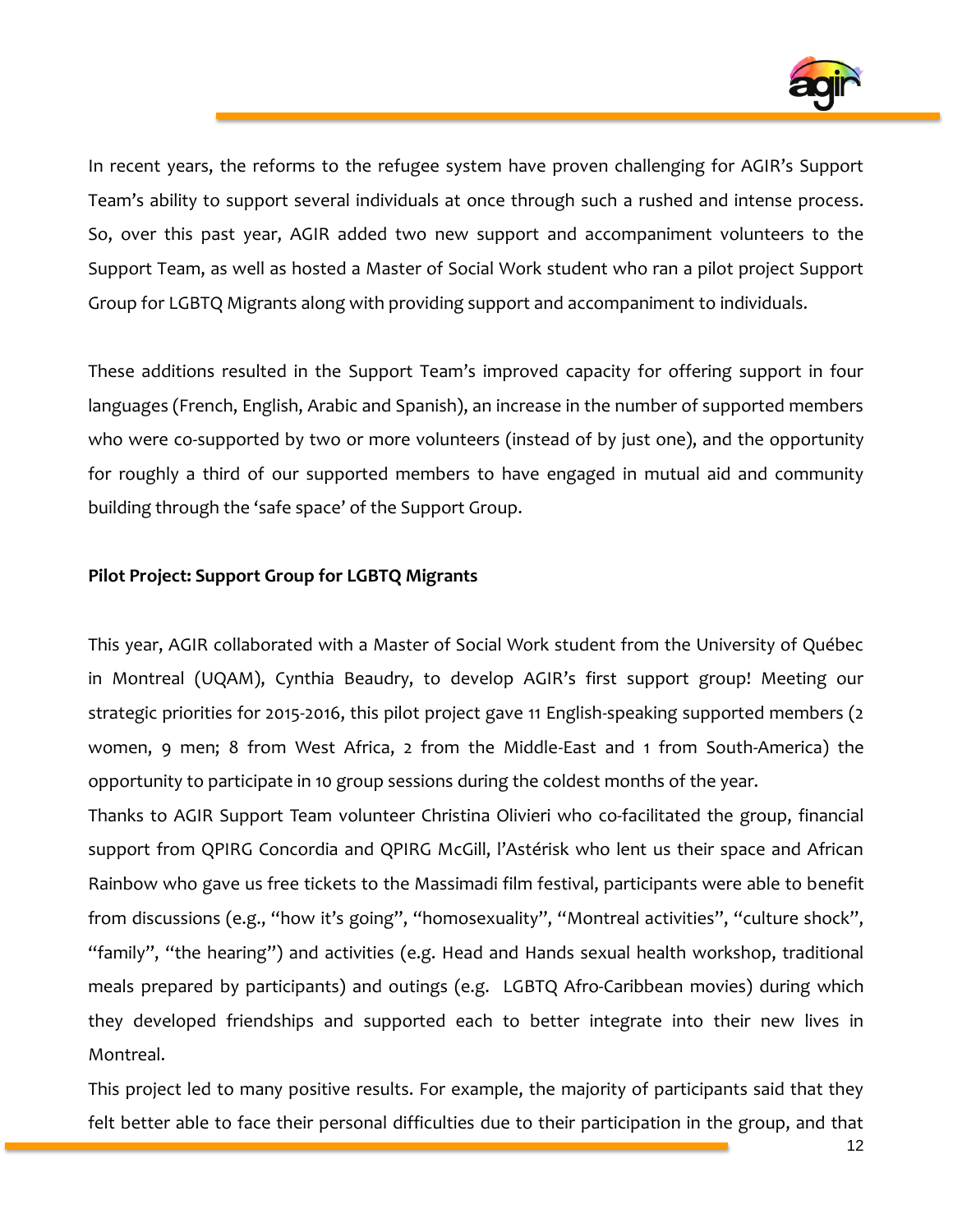In recent years, the reforms to the refugee system have proven challenging for AGIR's Support Team's ability to support several individuals at once through such a rushed and intense process. So, over this past year, AGIR added two new support and accompaniment volunteers to the Support Team, as well as hosted a Master of Social Work student who ran a pilot project Support Group for LGBTQ Migrants along with providing support and accompaniment to individuals.

These additions resulted in the Support Team's improved capacity for offering support in four languages (French, English, Arabic and Spanish), an increase in the number of supported members who were co-supported by two or more volunteers (instead of by just one), and the opportunity for roughly a third of our supported members to have engaged in mutual aid and community building through the 'safe space' of the Support Group.

**Pilot Project: Support Group for LGBTQ Migrants**

This year, AGIR collaborated with a Master of Social Work student from the University of Québec in Montreal (UQAM), Cynthia Beaudry, to develop AGIR's first support group! Meeting our strategic priorities for 2015-2016, this pilot project gave 11 English-speaking supported members (2 women, 9 men; 8 from West Africa, 2 from the Middle-East and 1 from South-America) the opportunity to participate in 10 group sessions during the coldest months of the year.

Thanks to AGIR Support Team volunteer Christina Olivieri who co-facilitated the group, financial support from QPIRG Concordia and QPIRG McGill, l'Astérisk who lent us their space and African Rainbow who gave us free tickets to the Massimadi film festival, participants were able to benefit from discussions (e.g., "how it's going", "homosexuality", "Montreal activities", "culture shock", "family", "the hearing") and activities (e.g. Head and Hands sexual health workshop, traditional meals prepared by participants) and outings (e.g. LGBTQ Afro-Caribbean movies) during which they developed friendships and supported each to better integrate into their new lives in Montreal.

This project led to many positive results. For example, the majority of participants said that they felt better able to face their personal difficulties due to their participation in the group, and that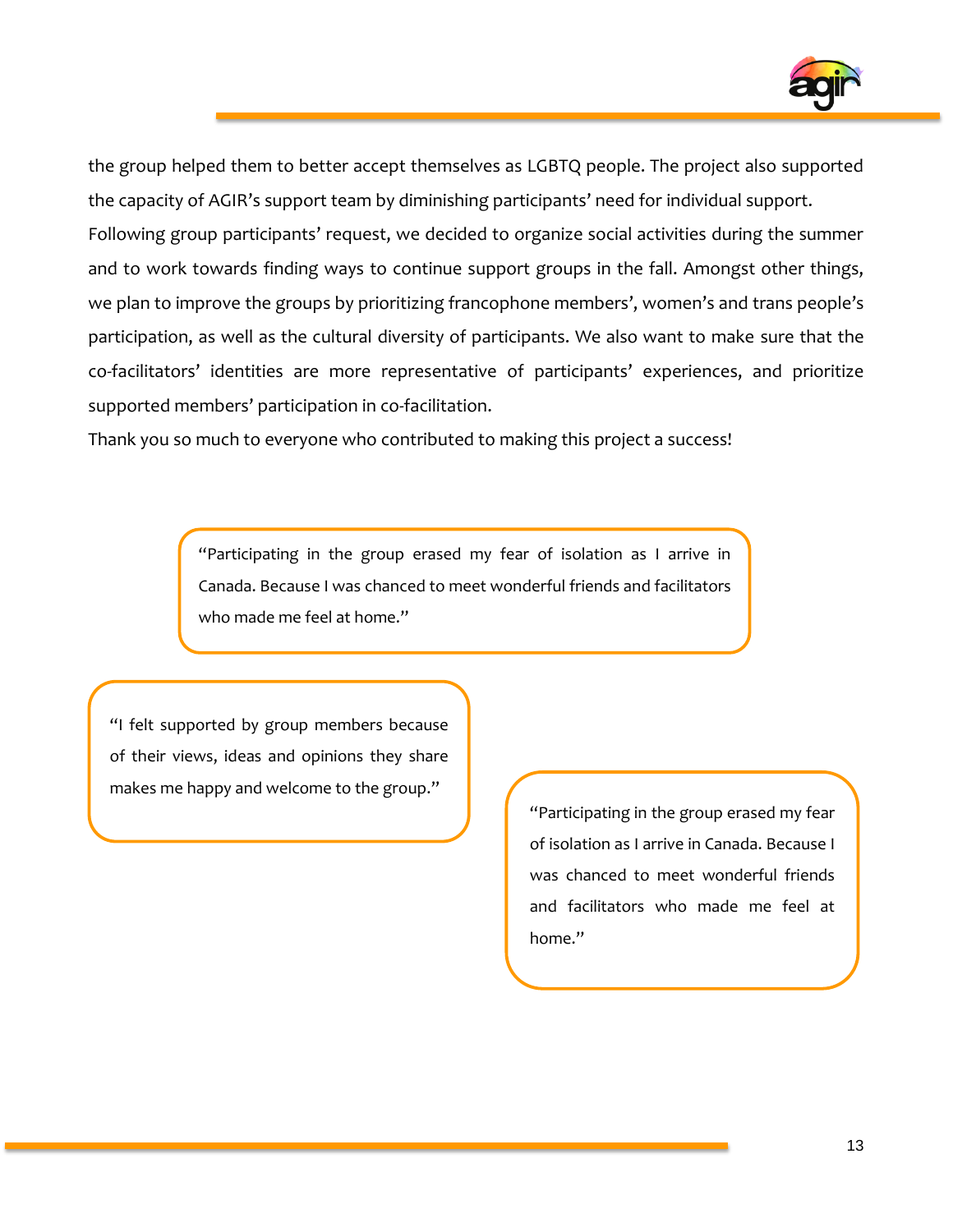the group helped them to better accept themselves as LGBTQ people. The project also supported the capacity of AGIR's support team by diminishing participants' need for individual support.

Following group participants' request, we decided to organize social activities during the summer and to work towards finding ways to continue support groups in the fall. Amongst other things, we plan to improve the groups by prioritizing francophone members', women's and trans people's participation, as well as the cultural diversity of participants. We also want to make sure that the co-facilitators' identities are more representative of participants' experiences, and prioritize supported members' participation in co-facilitation.

Thank you so much to everyone who contributed to making this project a success!

> "Participating in the group erased my fear of isolation as I arrive in Canada. Because I was chanced to meet wonderful friends and facilitators who made me feel at home."

> "I felt supported by group members because of their views, ideas and opinions they share makes me happy and welcome to the group."

> "Participating in the group erased my fear of isolation as I arrive in Canada. Because I was chanced to meet wonderful friends and facilitators who made me feel at home."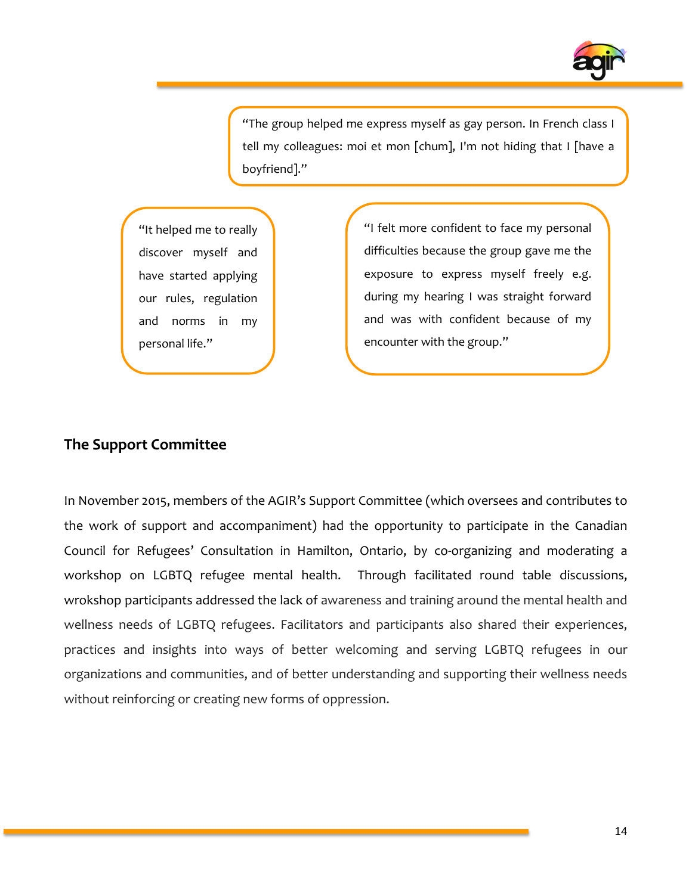"The group helped me express myself as gay person. In French class I tell my colleagues: moi et mon [chum], I'm not hiding that I [have a boyfriend]."

"It helped me to really discover myself and have started applying our rules, regulation and norms in my personal life."

"I felt more confident to face my personal difficulties because the group gave me the exposure to express myself freely e.g. during my hearing I was straight forward and was with confident because of my encounter with the group."

## The Support Committee

In November 2015, members of the AGIR's Support Committee (which oversees and contributes to the work of support and accompaniment) had the opportunity to participate in the Canadian Council for Refugees' Consultation in Hamilton, Ontario, by co-organizing and moderating a workshop on LGBTQ refugee mental health. Through facilitated round table discussions, wrokshop participants addressed the lack of awareness and training around the mental health and wellness needs of LGBTQ refugees. Facilitators and participants also shared their experiences, practices and insights into ways of better welcoming and serving LGBTQ refugees in our organizations and communities, and of better understanding and supporting their wellness needs without reinforcing or creating new forms of oppression.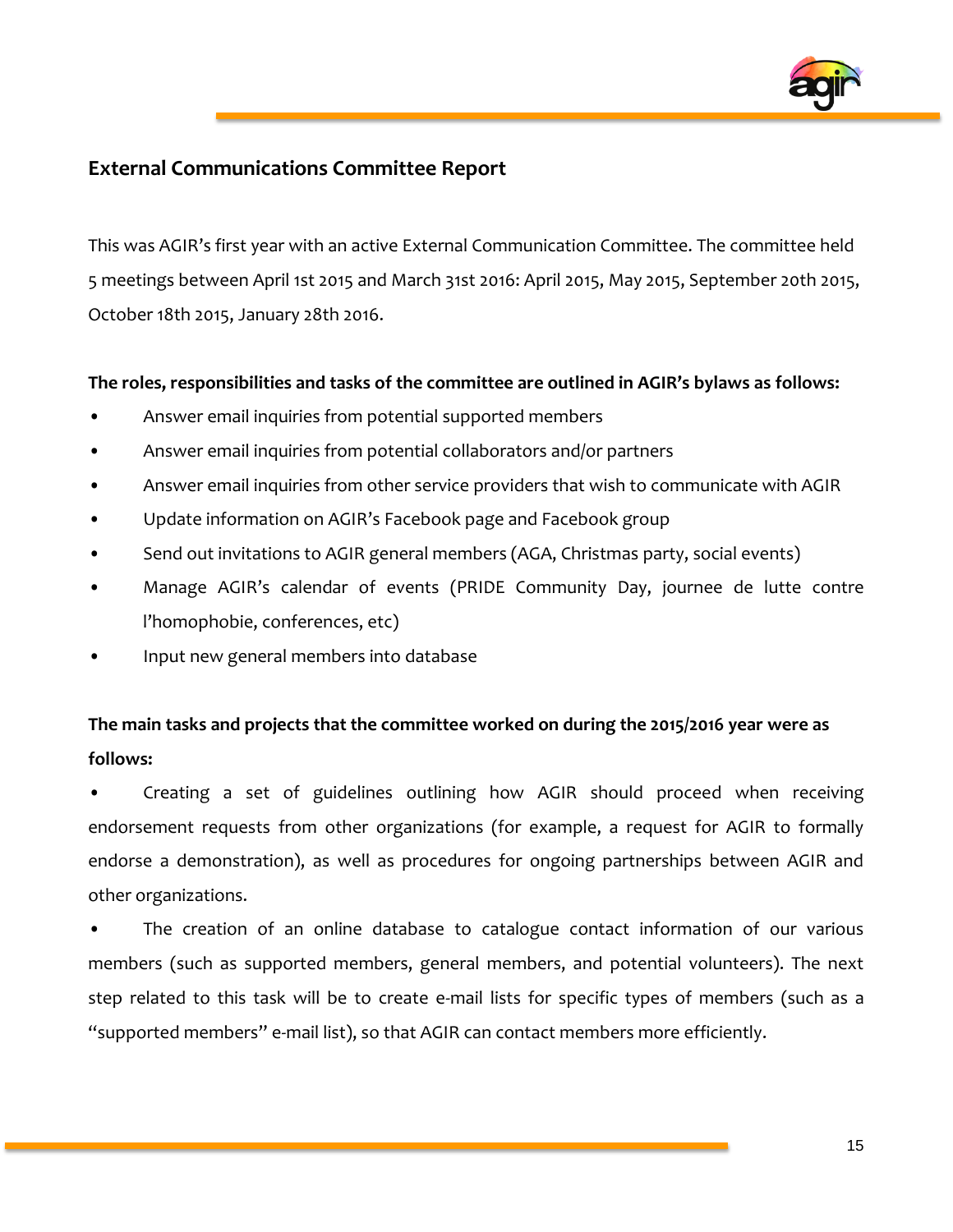## External Communications Committee Report

This was AGIR's first year with an active External Communication Committee. The committee held 5 meetings between April 1st 2015 and March 31st 2016: April 2015, May 2015, September 20th 2015, October 18th 2015, January 28th 2016.

**The roles, responsibilities and tasks of the committee are outlined in AGIR's bylaws as follows:**

- Answer email inquiries from potential supported members
- Answer email inquiries from potential collaborators and/or partners
- Answer email inquiries from other service providers that wish to communicate with AGIR
- Update information on AGIR's Facebook page and Facebook group
- Send out invitations to AGIR general members (AGA, Christmas party, social events)
- Manage AGIR's calendar of events (PRIDE Community Day, journee de lutte contre l'homophobie, conferences, etc)
- Input new general members into database

**The main tasks and projects that the committee worked on during the 2015/2016 year were as follows:**

- Creating a set of guidelines outlining how AGIR should proceed when receiving endorsement requests from other organizations (for example, a request for AGIR to formally endorse a demonstration), as well as procedures for ongoing partnerships between AGIR and other organizations.
- The creation of an online database to catalogue contact information of our various members (such as supported members, general members, and potential volunteers). The next step related to this task will be to create e-mail lists for specific types of members (such as a "supported members" e-mail list), so that AGIR can contact members more efficiently.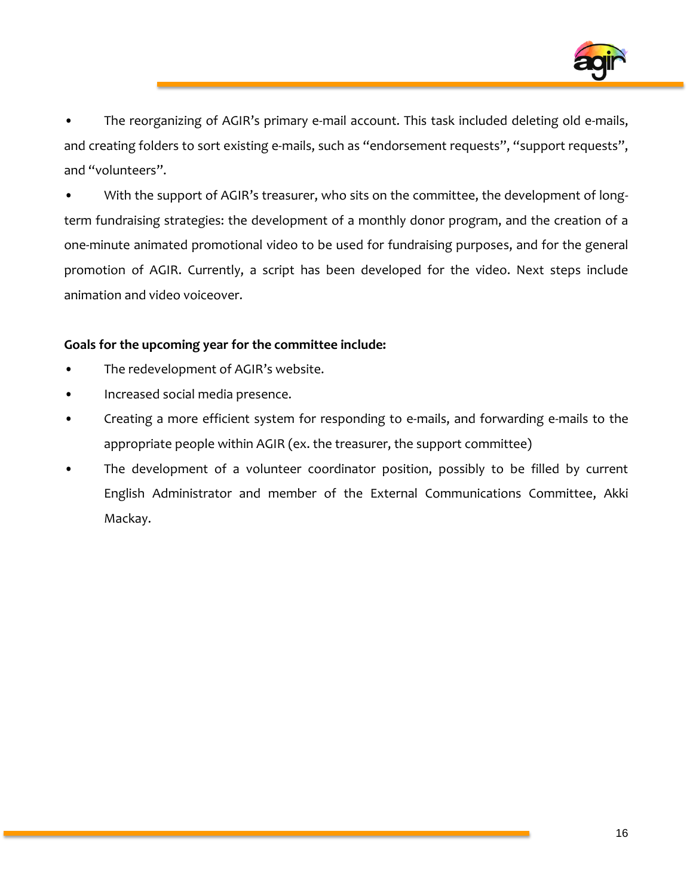- The reorganizing of AGIR's primary e-mail account. This task included deleting old e-mails, and creating folders to sort existing e-mails, such as "endorsement requests", "support requests", and "volunteers".
- With the support of AGIR's treasurer, who sits on the committee, the development of long-term fundraising strategies: the development of a monthly donor program, and the creation of a one-minute animated promotional video to be used for fundraising purposes, and for the general promotion of AGIR. Currently, a script has been developed for the video. Next steps include animation and video voiceover.

**Goals for the upcoming year for the committee include:**

- The redevelopment of AGIR's website.
- Increased social media presence.
- Creating a more efficient system for responding to e-mails, and forwarding e-mails to the appropriate people within AGIR (ex. the treasurer, the support committee)
- The development of a volunteer coordinator position, possibly to be filled by current English Administrator and member of the External Communications Committee, Akki Mackay.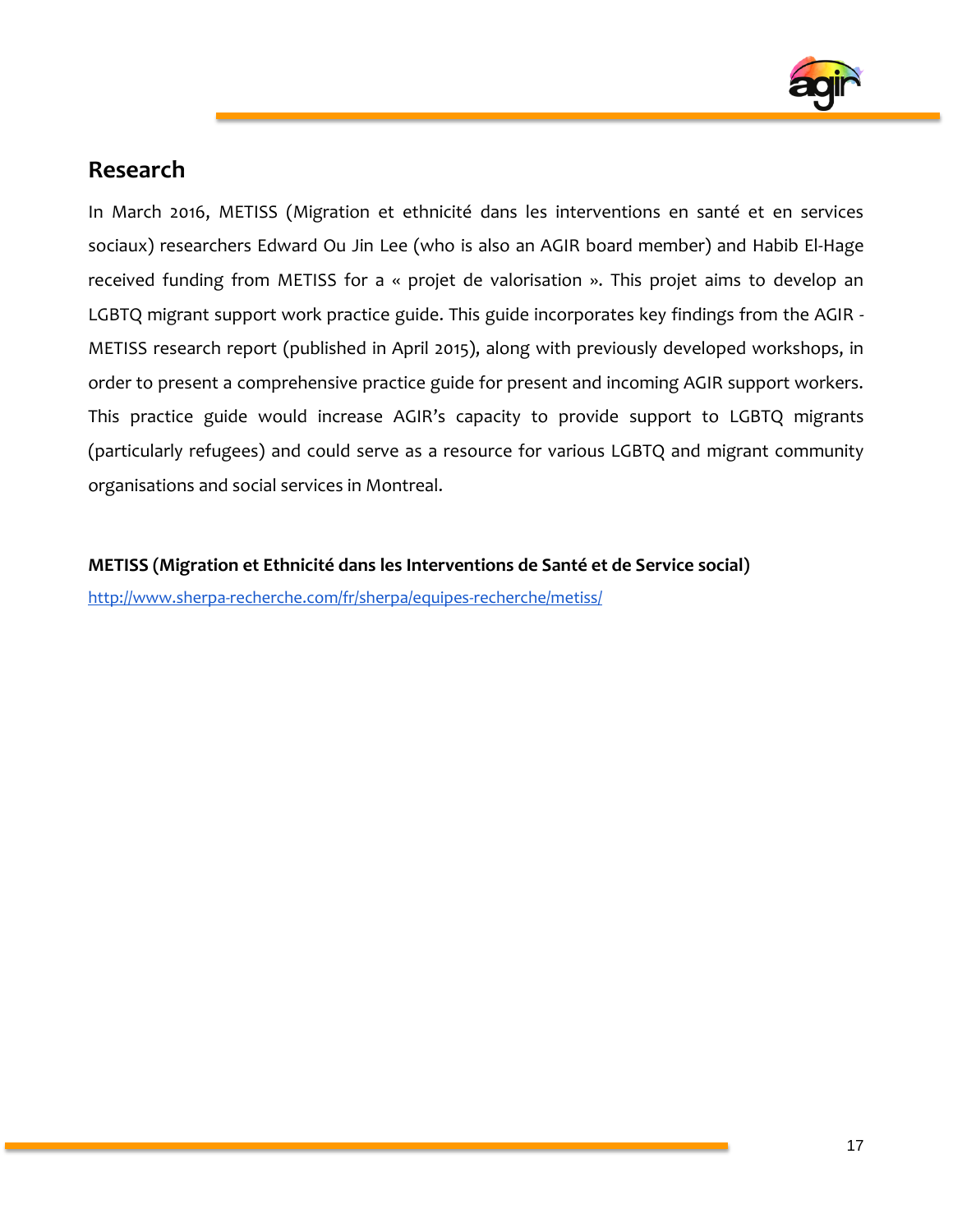## Research

In March 2016, METISS (Migration et ethnicité dans les interventions en santé et en services sociaux) researchers Edward Ou Jin Lee (who is also an AGIR board member) and Habib El-Hage received funding from METISS for a « projet de valorisation ». This projet aims to develop an LGBTQ migrant support work practice guide. This guide incorporates key findings from the AGIR - METISS research report (published in April 2015), along with previously developed workshops, in order to present a comprehensive practice guide for present and incoming AGIR support workers. This practice guide would increase AGIR's capacity to provide support to LGBTQ migrants (particularly refugees) and could serve as a resource for various LGBTQ and migrant community organisations and social services in Montreal.

**METISS (Migration et Ethnicité dans les Interventions de Santé et de Service social)**

http://www.sherpa-recherche.com/fr/sherpa/equipes-recherche/metiss/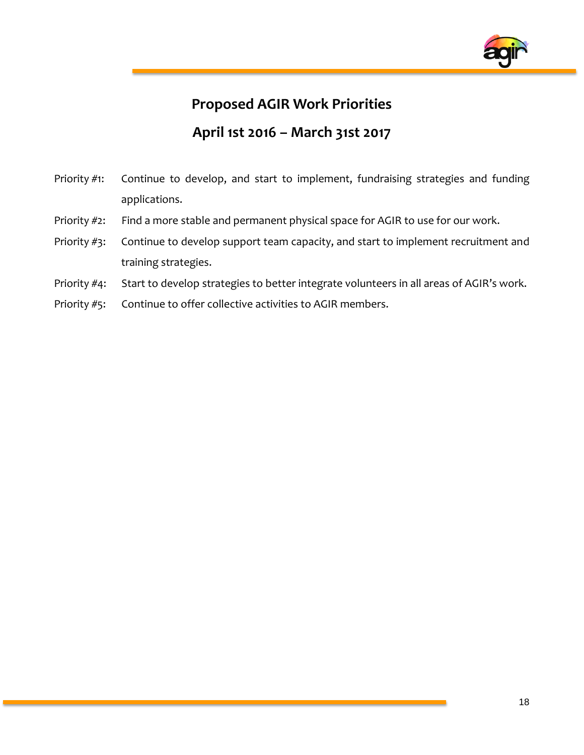# Proposed AGIR Work Priorities

## April 1st 2016 – March 31st 2017

Priority #1: Continue to develop, and start to implement, fundraising strategies and funding applications.

Priority #2: Find a more stable and permanent physical space for AGIR to use for our work.

Priority #3: Continue to develop support team capacity, and start to implement recruitment and training strategies.

Priority #4: Start to develop strategies to better integrate volunteers in all areas of AGIR's work.

Priority #5: Continue to offer collective activities to AGIR members.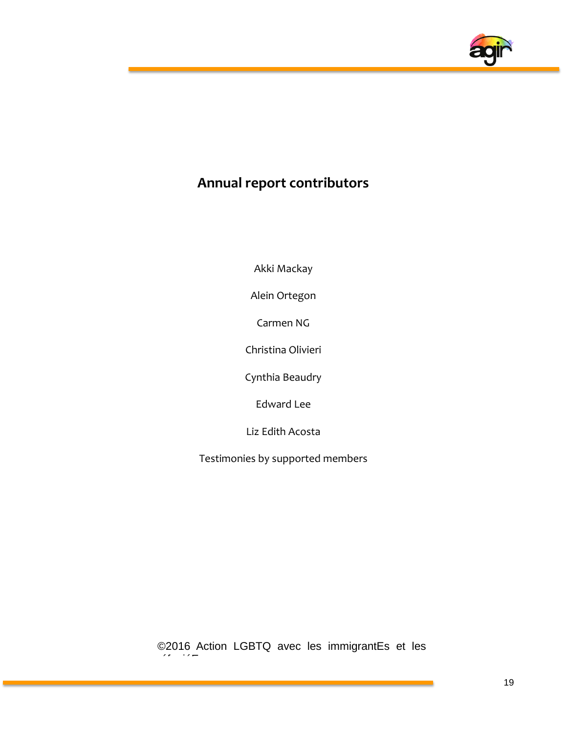## Annual report contributors

Akki Mackay

Alein Ortegon

Carmen NG

Christina Olivieri

Cynthia Beaudry

Edward Lee

Liz Edith Acosta

Testimonies by supported members